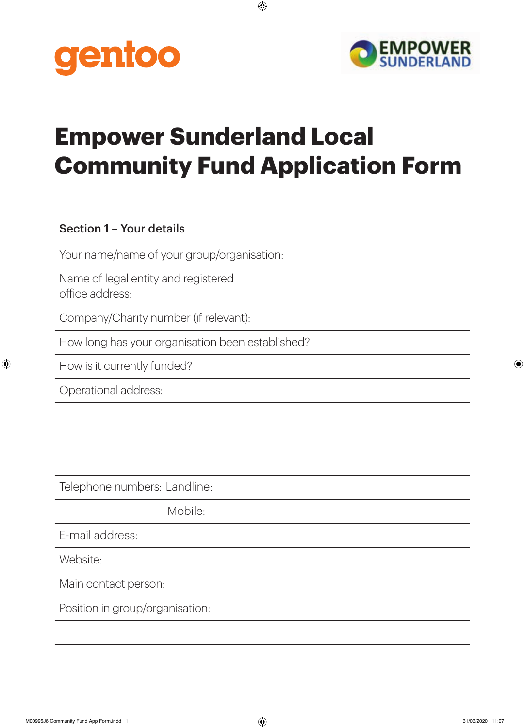gentoo

EMPOWER SUNDERLAND

# Empower Sunderland Local Community Fund Application Form

## Section 1 – Your details

Your name/name of your group/organisation:

Name of legal entity and registered office address:

Company/Charity number (if relevant):

How long has your organisation been established?

How is it currently funded?

Operational address:

Telephone numbers: Landline:

Mobile:

E-mail address:

Website:

Main contact person:

Position in group/organisation: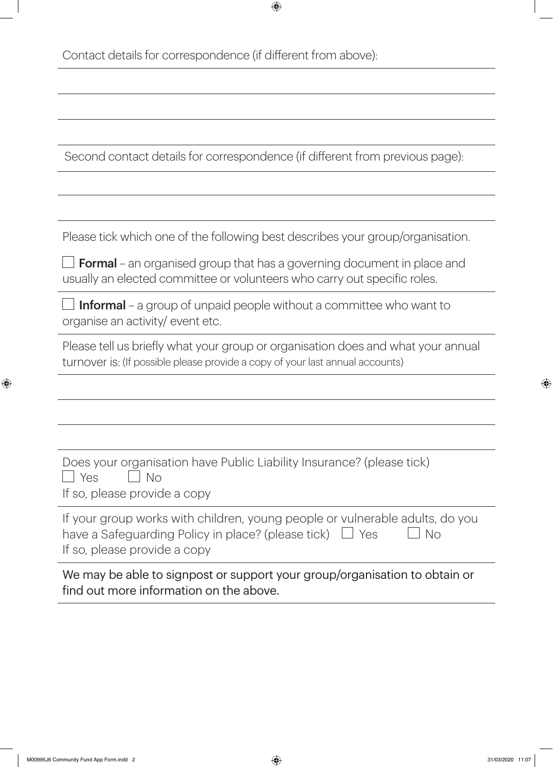Contact details for correspondence (if different from above):

Second contact details for correspondence (if different from previous page):

Please tick which one of the following best describes your group/organisation.

☐ **Formal** – an organised group that has a governing document in place and usually an elected committee or volunteers who carry out specific roles.

☐ **Informal** – a group of unpaid people without a committee who want to organise an activity/ event etc.

Please tell us briefly what your group or organisation does and what your annual turnover is: (If possible please provide a copy of your last annual accounts)

Does your organisation have Public Liability Insurance? (please tick)

☐ Yes ☐ No

If so, please provide a copy

If your group works with children, young people or vulnerable adults, do you have a Safeguarding Policy in place? (please tick) ☐ Yes ☐ No

If so, please provide a copy

We may be able to signpost or support your group/organisation to obtain or find out more information on the above.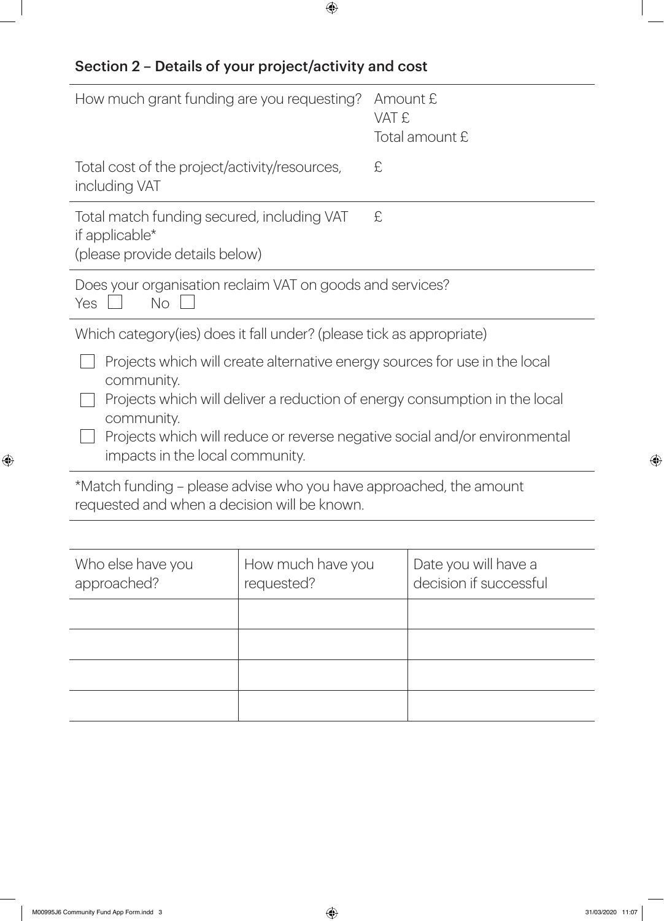## Section 2 – Details of your project/activity and cost

| | |
|---|---|
| How much grant funding are you requesting? | Amount £<br>VAT £<br>Total amount £ |
| Total cost of the project/activity/resources, including VAT | £ |
| Total match funding secured, including VAT if applicable*<br>(please provide details below) | £ |

Does your organisation reclaim VAT on goods and services?

Yes ☐ No ☐

Which category(ies) does it fall under? (please tick as appropriate)

- ☐ Projects which will create alternative energy sources for use in the local community.
- ☐ Projects which will deliver a reduction of energy consumption in the local community.
- ☐ Projects which will reduce or reverse negative social and/or environmental impacts in the local community.

*Match funding – please advise who you have approached, the amount requested and when a decision will be known.

| Who else have you approached? | How much have you requested? | Date you will have a decision if successful |
|---|---|---|
| | | |
| | | |
| | | |
| | | |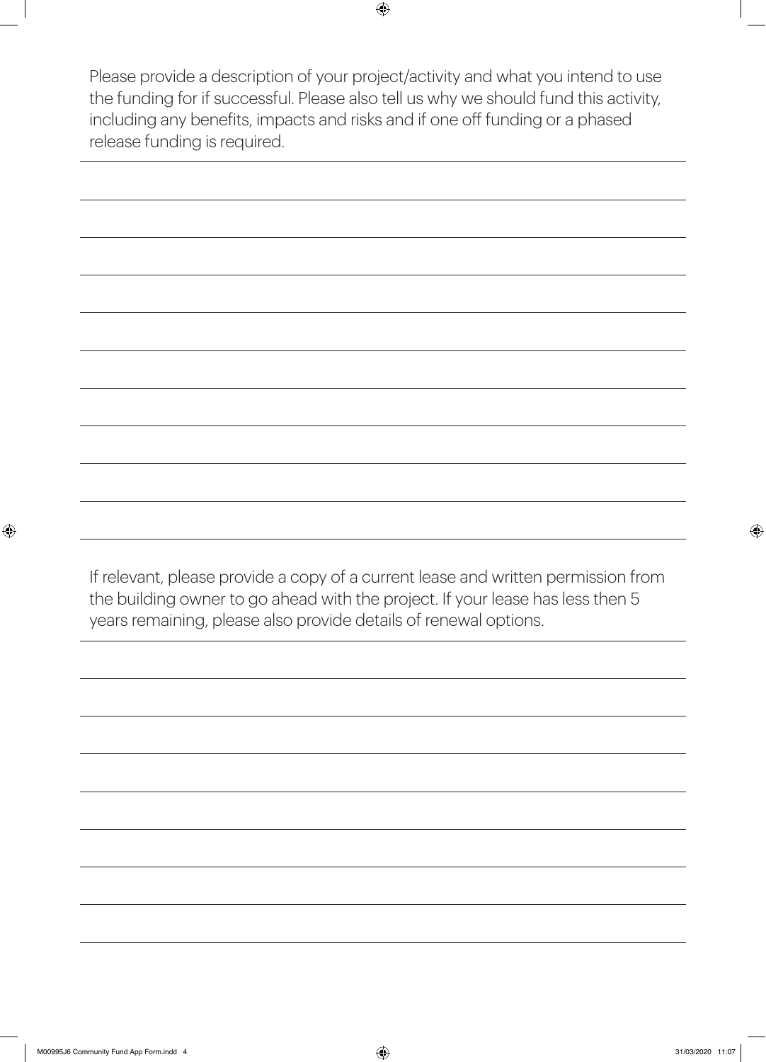Please provide a description of your project/activity and what you intend to use the funding for if successful. Please also tell us why we should fund this activity, including any benefits, impacts and risks and if one off funding or a phased release funding is required.

If relevant, please provide a copy of a current lease and written permission from the building owner to go ahead with the project. If your lease has less then 5 years remaining, please also provide details of renewal options.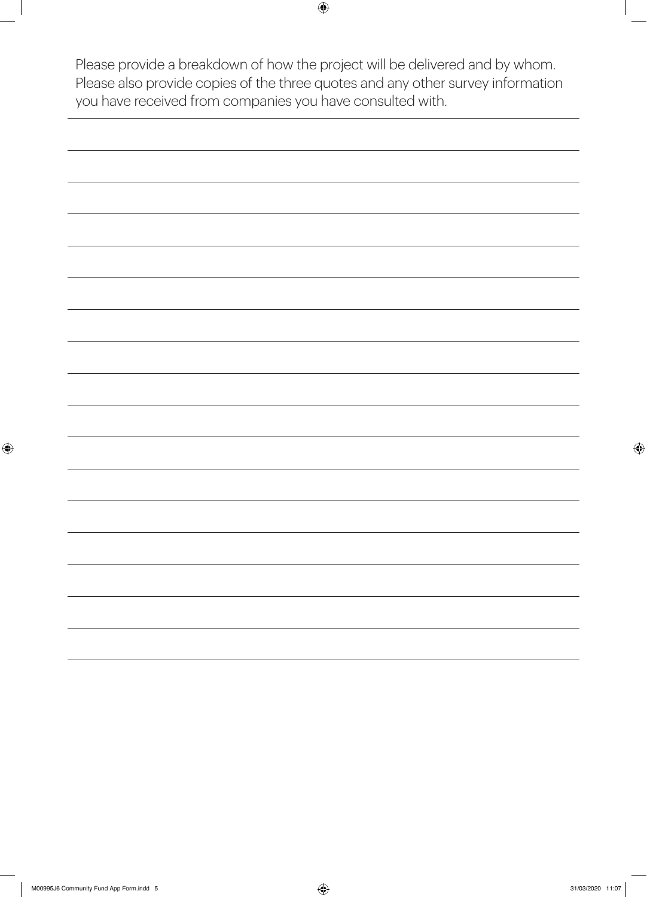Please provide a breakdown of how the project will be delivered and by whom. Please also provide copies of the three quotes and any other survey information you have received from companies you have consulted with.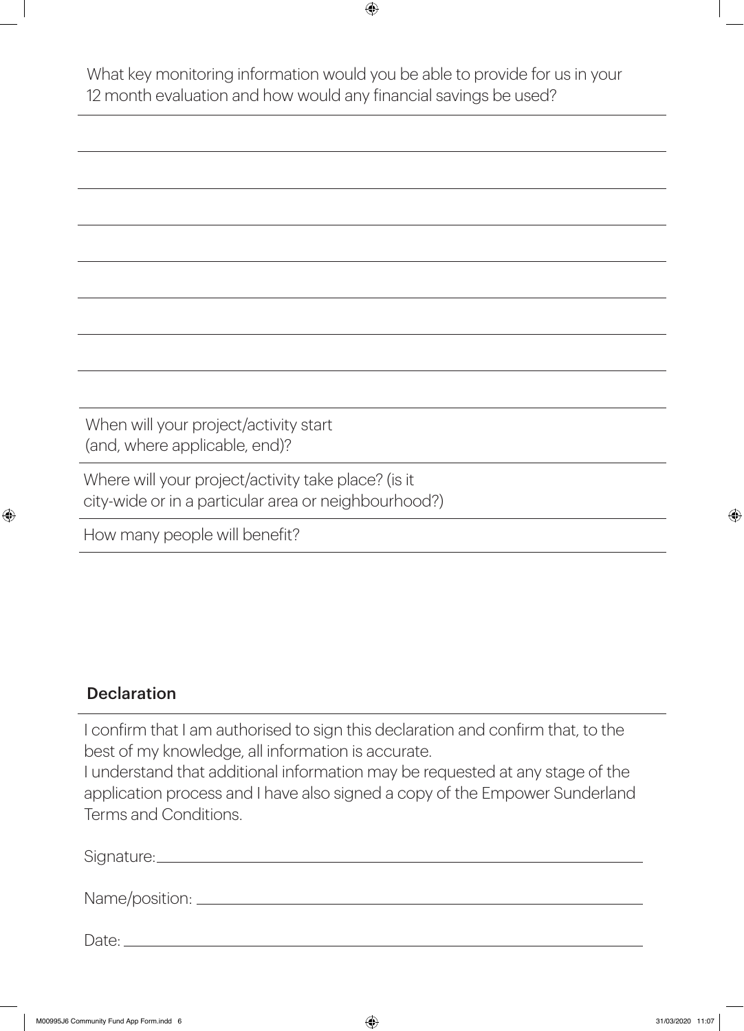What key monitoring information would you be able to provide for us in your 12 month evaluation and how would any financial savings be used?

When will your project/activity start (and, where applicable, end)?

Where will your project/activity take place? (is it city-wide or in a particular area or neighbourhood?)

How many people will benefit?

## Declaration

I confirm that I am authorised to sign this declaration and confirm that, to the best of my knowledge, all information is accurate.
I understand that additional information may be requested at any stage of the application process and I have also signed a copy of the Empower Sunderland Terms and Conditions.

Signature: ____________________

Name/position: ____________________

Date: ____________________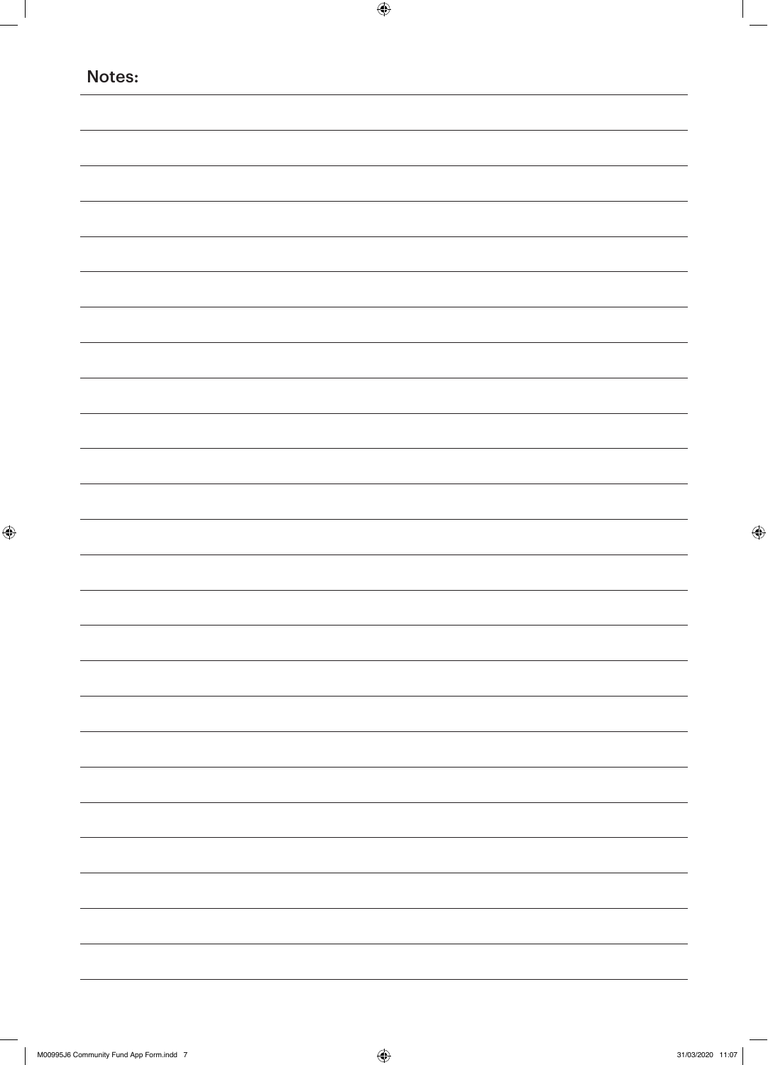**Notes:**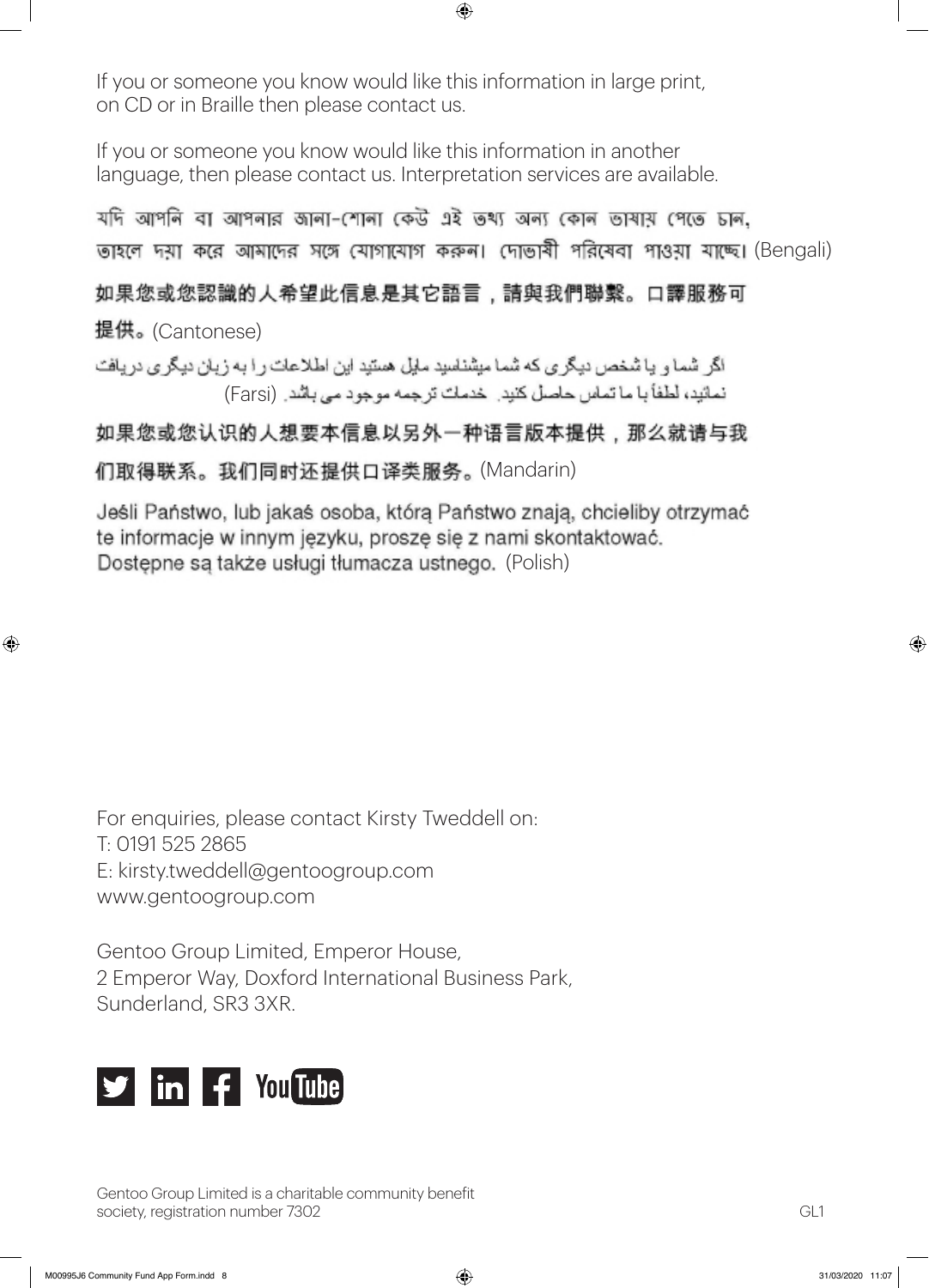If you or someone you know would like this information in large print, on CD or in Braille then please contact us.

If you or someone you know would like this information in another language, then please contact us. Interpretation services are available.

যদি আপনি বা আপনার জানা-শোনা কেউ এই তথ্য অন্য কোন ভাষায় পেতে চান, তাহলে দয়া করে আমাদের সঙ্গে যোগাযোগ করুন। দোভাষী পরিষেবা পাওয়া যাচ্ছে। (Bengali)

如果您或您認識的人希望此信息是其它語言，請與我們聯繫。口譯服務可提供。(Cantonese)

اگر شما و یا شخص دیگری که شما میشناسید مایل هستید این اطلاعات را به زبان دیگری دریافت نمائید، لطفاً با ما تماس حاصل کنید. خدمات ترجمه موجود می باشد. (Farsi)

如果您或您认识的人想要本信息以另外一种语言版本提供，那么就请与我们取得联系。我们同时还提供口译类服务。(Mandarin)

Jeśli Państwo, lub jakaś osoba, którą Państwo znają, chcieliby otrzymać te informacje w innym języku, proszę się z nami skontaktować. Dostępne są także usługi tłumacza ustnego. (Polish)

For enquiries, please contact Kirsty Tweddell on:
T: 0191 525 2865
E: kirsty.tweddell@gentoogroup.com
www.gentoogroup.com

Gentoo Group Limited, Emperor House,
2 Emperor Way, Doxford International Business Park,
Sunderland, SR3 3XR.

Gentoo Group Limited is a charitable community benefit society, registration number 7302

GL1